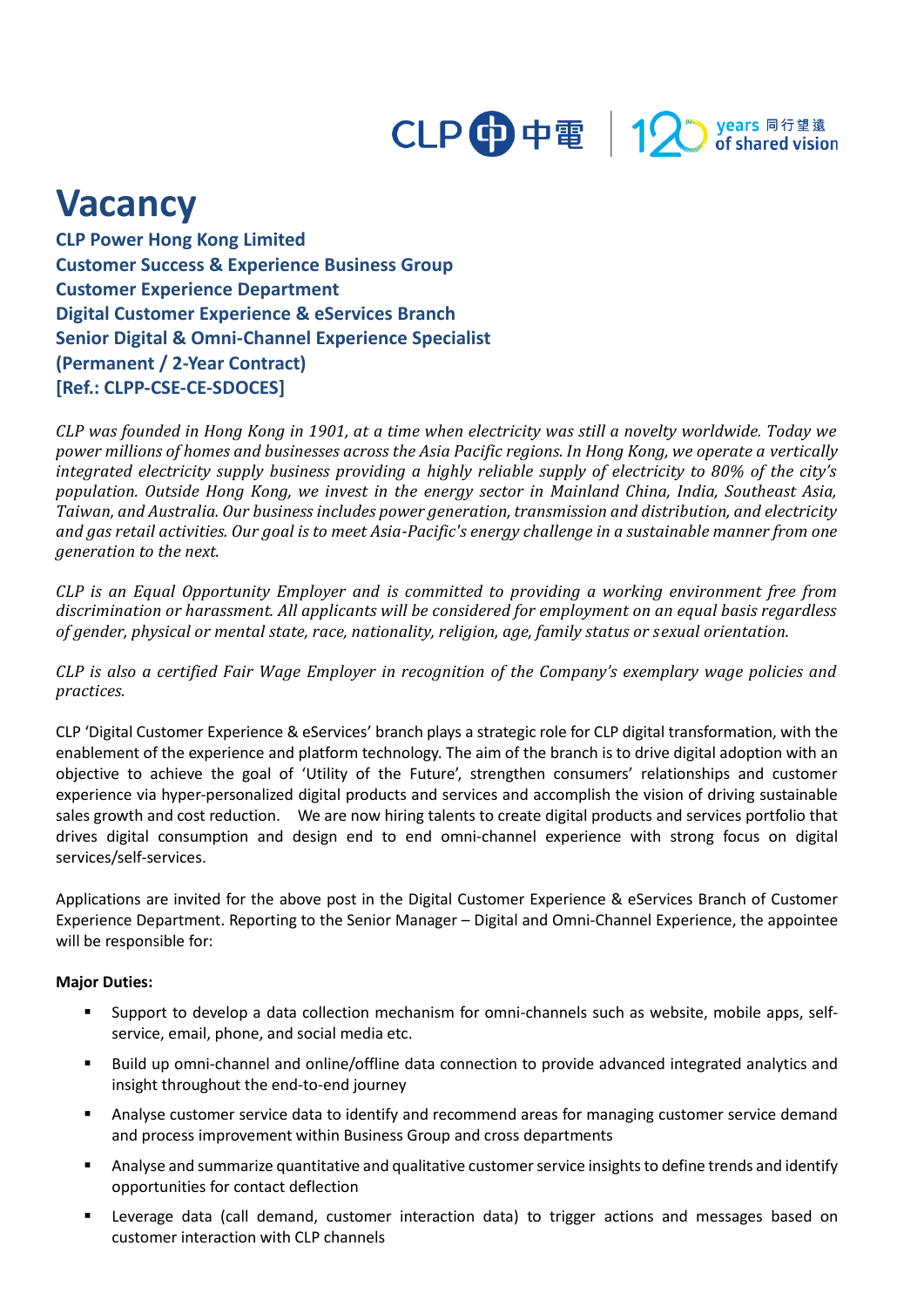# Vacancy

**CLP Power Hong Kong Limited**
**Customer Success & Experience Business Group**
**Customer Experience Department**
**Digital Customer Experience & eServices Branch**
**Senior Digital & Omni-Channel Experience Specialist**
**(Permanent / 2-Year Contract)**
**[Ref.: CLPP-CSE-CE-SDOCES]**

*CLP was founded in Hong Kong in 1901, at a time when electricity was still a novelty worldwide. Today we power millions of homes and businesses across the Asia Pacific regions. In Hong Kong, we operate a vertically integrated electricity supply business providing a highly reliable supply of electricity to 80% of the city's population. Outside Hong Kong, we invest in the energy sector in Mainland China, India, Southeast Asia, Taiwan, and Australia. Our business includes power generation, transmission and distribution, and electricity and gas retail activities. Our goal is to meet Asia-Pacific's energy challenge in a sustainable manner from one generation to the next.*

*CLP is an Equal Opportunity Employer and is committed to providing a working environment free from discrimination or harassment. All applicants will be considered for employment on an equal basis regardless of gender, physical or mental state, race, nationality, religion, age, family status or sexual orientation.*

*CLP is also a certified Fair Wage Employer in recognition of the Company's exemplary wage policies and practices.*

CLP 'Digital Customer Experience & eServices' branch plays a strategic role for CLP digital transformation, with the enablement of the experience and platform technology. The aim of the branch is to drive digital adoption with an objective to achieve the goal of 'Utility of the Future', strengthen consumers' relationships and customer experience via hyper-personalized digital products and services and accomplish the vision of driving sustainable sales growth and cost reduction. We are now hiring talents to create digital products and services portfolio that drives digital consumption and design end to end omni-channel experience with strong focus on digital services/self-services.

Applications are invited for the above post in the Digital Customer Experience & eServices Branch of Customer Experience Department. Reporting to the Senior Manager – Digital and Omni-Channel Experience, the appointee will be responsible for:

**Major Duties:**

- Support to develop a data collection mechanism for omni-channels such as website, mobile apps, self-service, email, phone, and social media etc.
- Build up omni-channel and online/offline data connection to provide advanced integrated analytics and insight throughout the end-to-end journey
- Analyse customer service data to identify and recommend areas for managing customer service demand and process improvement within Business Group and cross departments
- Analyse and summarize quantitative and qualitative customer service insights to define trends and identify opportunities for contact deflection
- Leverage data (call demand, customer interaction data) to trigger actions and messages based on customer interaction with CLP channels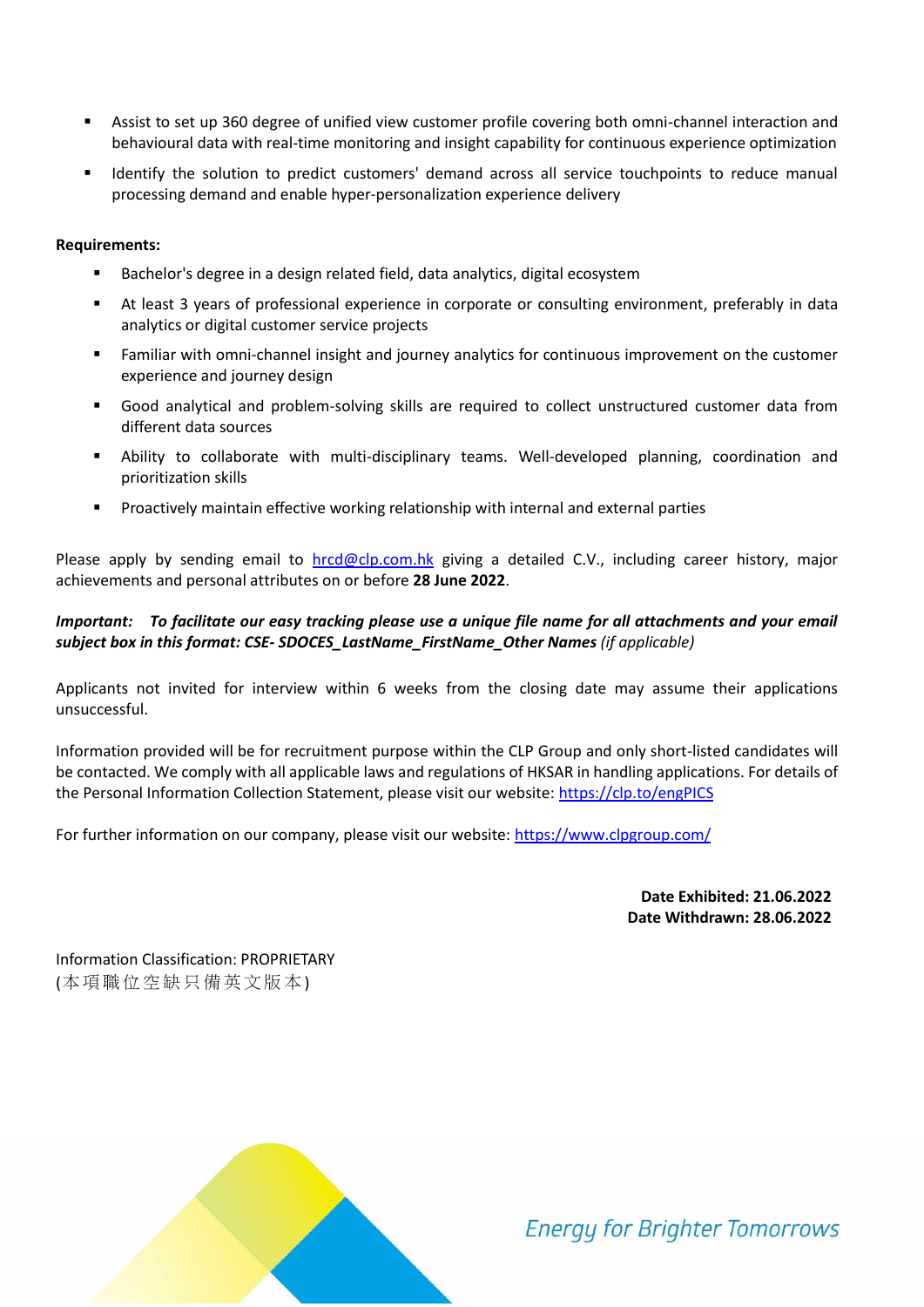- Assist to set up 360 degree of unified view customer profile covering both omni-channel interaction and behavioural data with real-time monitoring and insight capability for continuous experience optimization
- Identify the solution to predict customers' demand across all service touchpoints to reduce manual processing demand and enable hyper-personalization experience delivery

**Requirements:**

- Bachelor's degree in a design related field, data analytics, digital ecosystem
- At least 3 years of professional experience in corporate or consulting environment, preferably in data analytics or digital customer service projects
- Familiar with omni-channel insight and journey analytics for continuous improvement on the customer experience and journey design
- Good analytical and problem-solving skills are required to collect unstructured customer data from different data sources
- Ability to collaborate with multi-disciplinary teams. Well-developed planning, coordination and prioritization skills
- Proactively maintain effective working relationship with internal and external parties

Please apply by sending email to hrcd@clp.com.hk giving a detailed C.V., including career history, major achievements and personal attributes on or before **28 June 2022**.

***Important: To facilitate our easy tracking please use a unique file name for all attachments and your email subject box in this format: CSE- SDOCES_LastName_FirstName_Other Names*** *(if applicable)*

Applicants not invited for interview within 6 weeks from the closing date may assume their applications unsuccessful.

Information provided will be for recruitment purpose within the CLP Group and only short-listed candidates will be contacted. We comply with all applicable laws and regulations of HKSAR in handling applications. For details of the Personal Information Collection Statement, please visit our website: https://clp.to/engPICS

For further information on our company, please visit our website: https://www.clpgroup.com/

**Date Exhibited: 21.06.2022**
**Date Withdrawn: 28.06.2022**

Information Classification: PROPRIETARY
(本項職位空缺只備英文版本)

*Energy for Brighter Tomorrows*